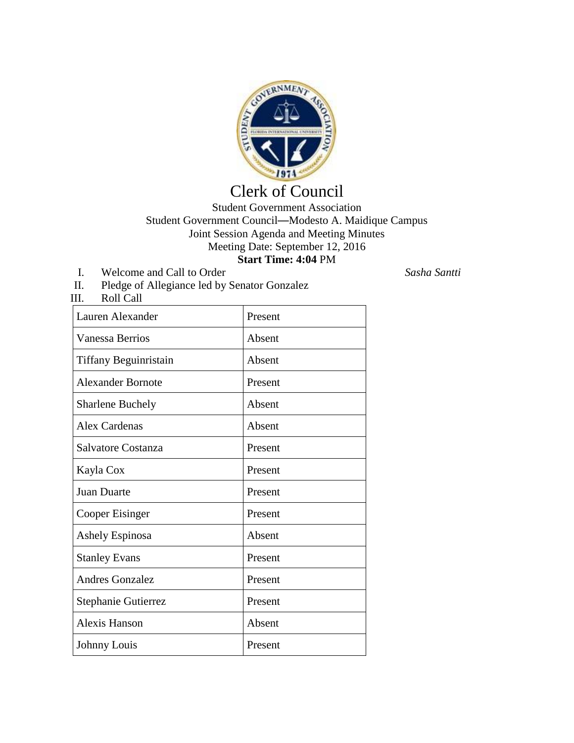# Clerk of Council

Student Government Association
Student Government Council—Modesto A. Maidique Campus
Joint Session Agenda and Meeting Minutes
Meeting Date: September 12, 2016
**Start Time: 4:04** PM

I. Welcome and Call to Order *Sasha Santti*

II. Pledge of Allegiance led by Senator Gonzalez

III. Roll Call

| Name | Status |
|---|---|
| Lauren Alexander | Present |
| Vanessa Berrios | Absent |
| Tiffany Beguinristain | Absent |
| Alexander Bornote | Present |
| Sharlene Buchely | Absent |
| Alex Cardenas | Absent |
| Salvatore Costanza | Present |
| Kayla Cox | Present |
| Juan Duarte | Present |
| Cooper Eisinger | Present |
| Ashely Espinosa | Absent |
| Stanley Evans | Present |
| Andres Gonzalez | Present |
| Stephanie Gutierrez | Present |
| Alexis Hanson | Absent |
| Johnny Louis | Present |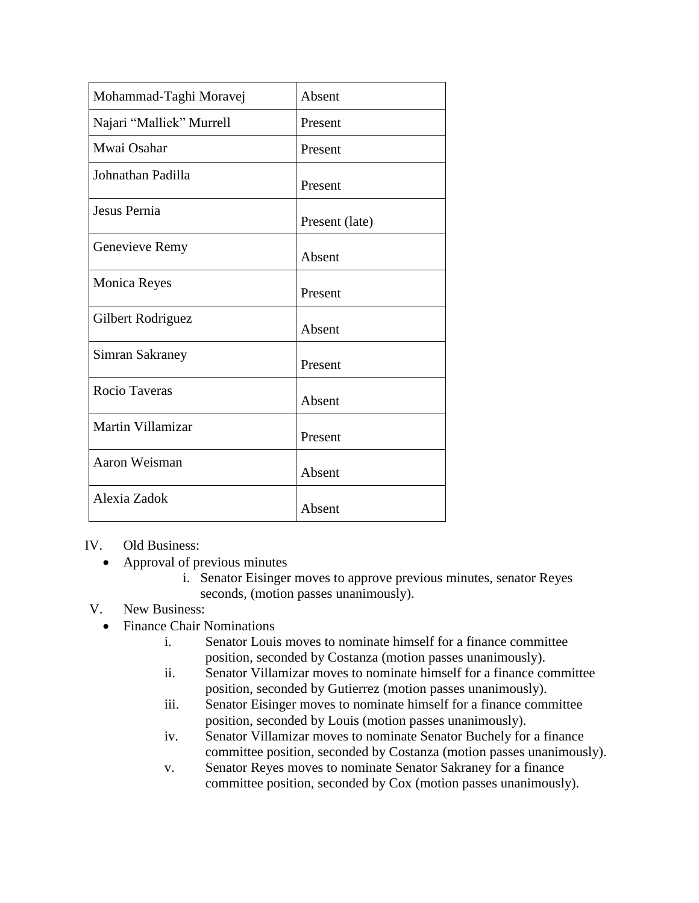| Mohammad-Taghi Moravej | Absent |
|---|---|
| Najari “Malliek” Murrell | Present |
| Mwai Osahar | Present |
| Johnathan Padilla | Present |
| Jesus Pernia | Present (late) |
| Genevieve Remy | Absent |
| Monica Reyes | Present |
| Gilbert Rodriguez | Absent |
| Simran Sakraney | Present |
| Rocio Taveras | Absent |
| Martin Villamizar | Present |
| Aaron Weisman | Absent |
| Alexia Zadok | Absent |

IV. Old Business:

- Approval of previous minutes
    i. Senator Eisinger moves to approve previous minutes, senator Reyes seconds, (motion passes unanimously).

V. New Business:

- Finance Chair Nominations
    i. Senator Louis moves to nominate himself for a finance committee position, seconded by Costanza (motion passes unanimously).
    ii. Senator Villamizar moves to nominate himself for a finance committee position, seconded by Gutierrez (motion passes unanimously).
    iii. Senator Eisinger moves to nominate himself for a finance committee position, seconded by Louis (motion passes unanimously).
    iv. Senator Villamizar moves to nominate Senator Buchely for a finance committee position, seconded by Costanza (motion passes unanimously).
    v. Senator Reyes moves to nominate Senator Sakraney for a finance committee position, seconded by Cox (motion passes unanimously).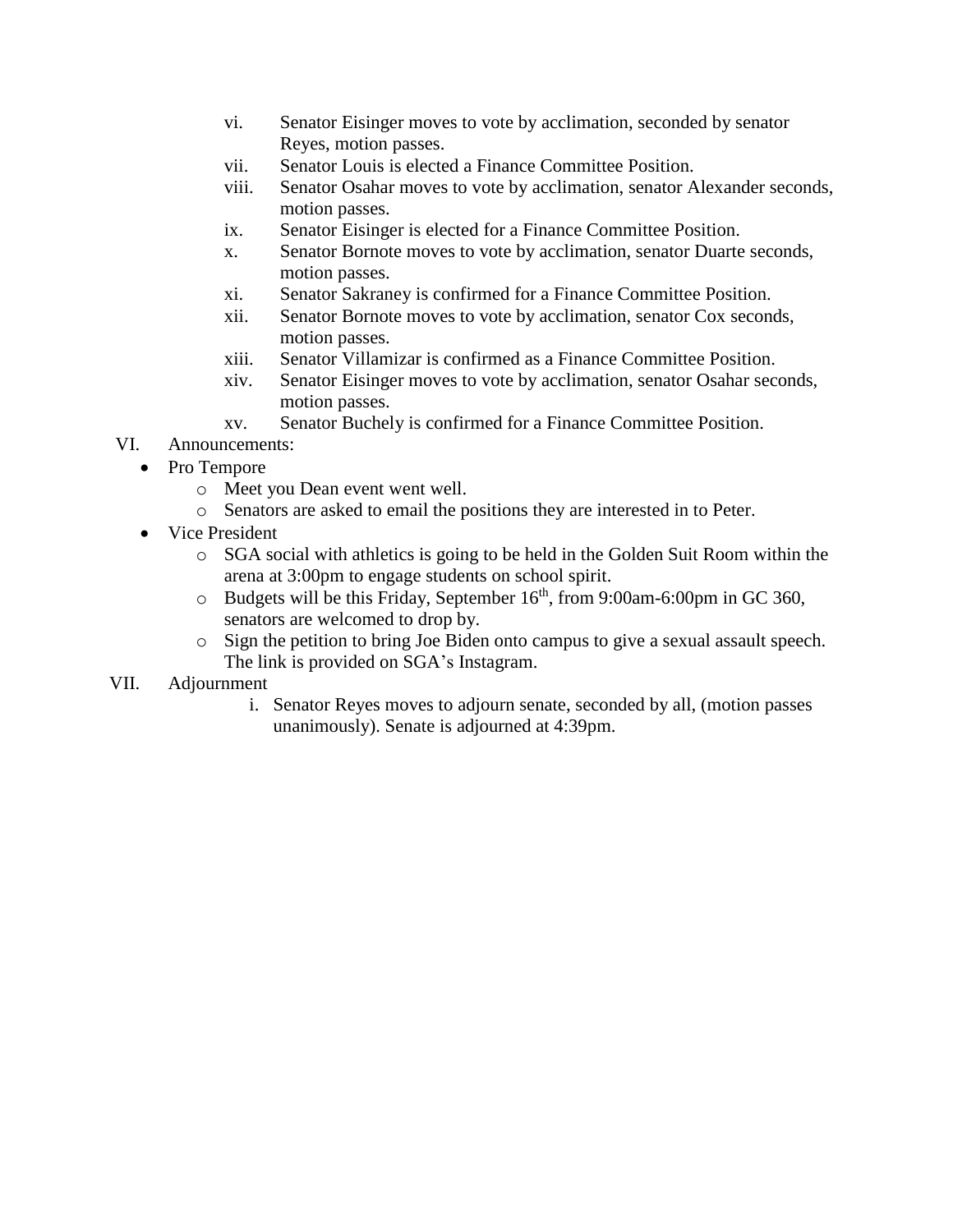vi. Senator Eisinger moves to vote by acclimation, seconded by senator Reyes, motion passes.
vii. Senator Louis is elected a Finance Committee Position.
viii. Senator Osahar moves to vote by acclimation, senator Alexander seconds, motion passes.
ix. Senator Eisinger is elected for a Finance Committee Position.
x. Senator Bornote moves to vote by acclimation, senator Duarte seconds, motion passes.
xi. Senator Sakraney is confirmed for a Finance Committee Position.
xii. Senator Bornote moves to vote by acclimation, senator Cox seconds, motion passes.
xiii. Senator Villamizar is confirmed as a Finance Committee Position.
xiv. Senator Eisinger moves to vote by acclimation, senator Osahar seconds, motion passes.
xv. Senator Buchely is confirmed for a Finance Committee Position.

VI. Announcements:

- Pro Tempore
  - Meet you Dean event went well.
  - Senators are asked to email the positions they are interested in to Peter.
- Vice President
  - SGA social with athletics is going to be held in the Golden Suit Room within the arena at 3:00pm to engage students on school spirit.
  - Budgets will be this Friday, September 16th, from 9:00am-6:00pm in GC 360, senators are welcomed to drop by.
  - Sign the petition to bring Joe Biden onto campus to give a sexual assault speech. The link is provided on SGA's Instagram.

VII. Adjournment

i. Senator Reyes moves to adjourn senate, seconded by all, (motion passes unanimously). Senate is adjourned at 4:39pm.